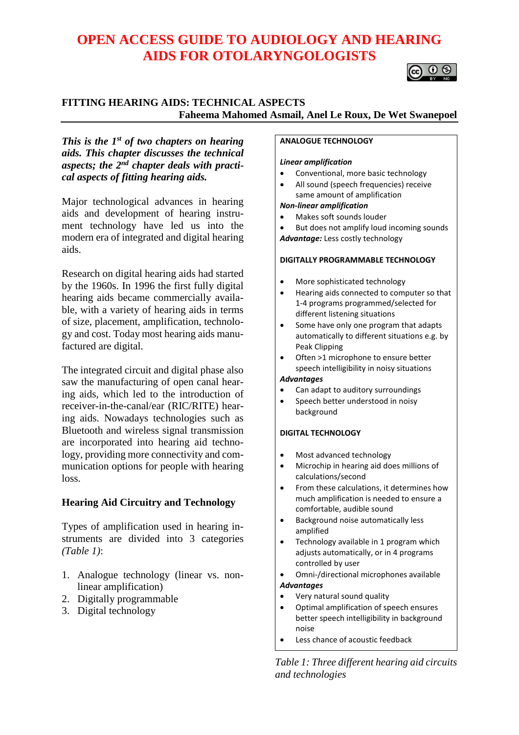# OPEN ACCESS GUIDE TO AUDIOLOGY AND HEARING AIDS FOR OTOLARYNGOLOGISTS

## FITTING HEARING AIDS: TECHNICAL ASPECTS

**Faheema Mahomed Asmail, Anel Le Roux, De Wet Swanepoel**

***This is the 1st of two chapters on hearing aids. This chapter discusses the technical aspects; the 2nd chapter deals with practical aspects of fitting hearing aids.***

Major technological advances in hearing aids and development of hearing instrument technology have led us into the modern era of integrated and digital hearing aids.

Research on digital hearing aids had started by the 1960s. In 1996 the first fully digital hearing aids became commercially available, with a variety of hearing aids in terms of size, placement, amplification, technology and cost. Today most hearing aids manufactured are digital.

The integrated circuit and digital phase also saw the manufacturing of open canal hearing aids, which led to the introduction of receiver-in-the-canal/ear (RIC/RITE) hearing aids. Nowadays technologies such as Bluetooth and wireless signal transmission are incorporated into hearing aid technology, providing more connectivity and communication options for people with hearing loss.

### Hearing Aid Circuitry and Technology

Types of amplification used in hearing instruments are divided into 3 categories *(Table 1)*:

1. Analogue technology (linear vs. non-linear amplification)
2. Digitally programmable
3. Digital technology

**ANALOGUE TECHNOLOGY**

***Linear amplification***

- Conventional, more basic technology
- All sound (speech frequencies) receive same amount of amplification

***Non-linear amplification***

- Makes soft sounds louder
- But does not amplify loud incoming sounds

***Advantage:*** Less costly technology

**DIGITALLY PROGRAMMABLE TECHNOLOGY**

- More sophisticated technology
- Hearing aids connected to computer so that 1-4 programs programmed/selected for different listening situations
- Some have only one program that adapts automatically to different situations e.g. by Peak Clipping
- Often >1 microphone to ensure better speech intelligibility in noisy situations

***Advantages***

- Can adapt to auditory surroundings
- Speech better understood in noisy background

**DIGITAL TECHNOLOGY**

- Most advanced technology
- Microchip in hearing aid does millions of calculations/second
- From these calculations, it determines how much amplification is needed to ensure a comfortable, audible sound
- Background noise automatically less amplified
- Technology available in 1 program which adjusts automatically, or in 4 programs controlled by user
- Omni-/directional microphones available

***Advantages***

- Very natural sound quality
- Optimal amplification of speech ensures better speech intelligibility in background noise
- Less chance of acoustic feedback

*Table 1: Three different hearing aid circuits and technologies*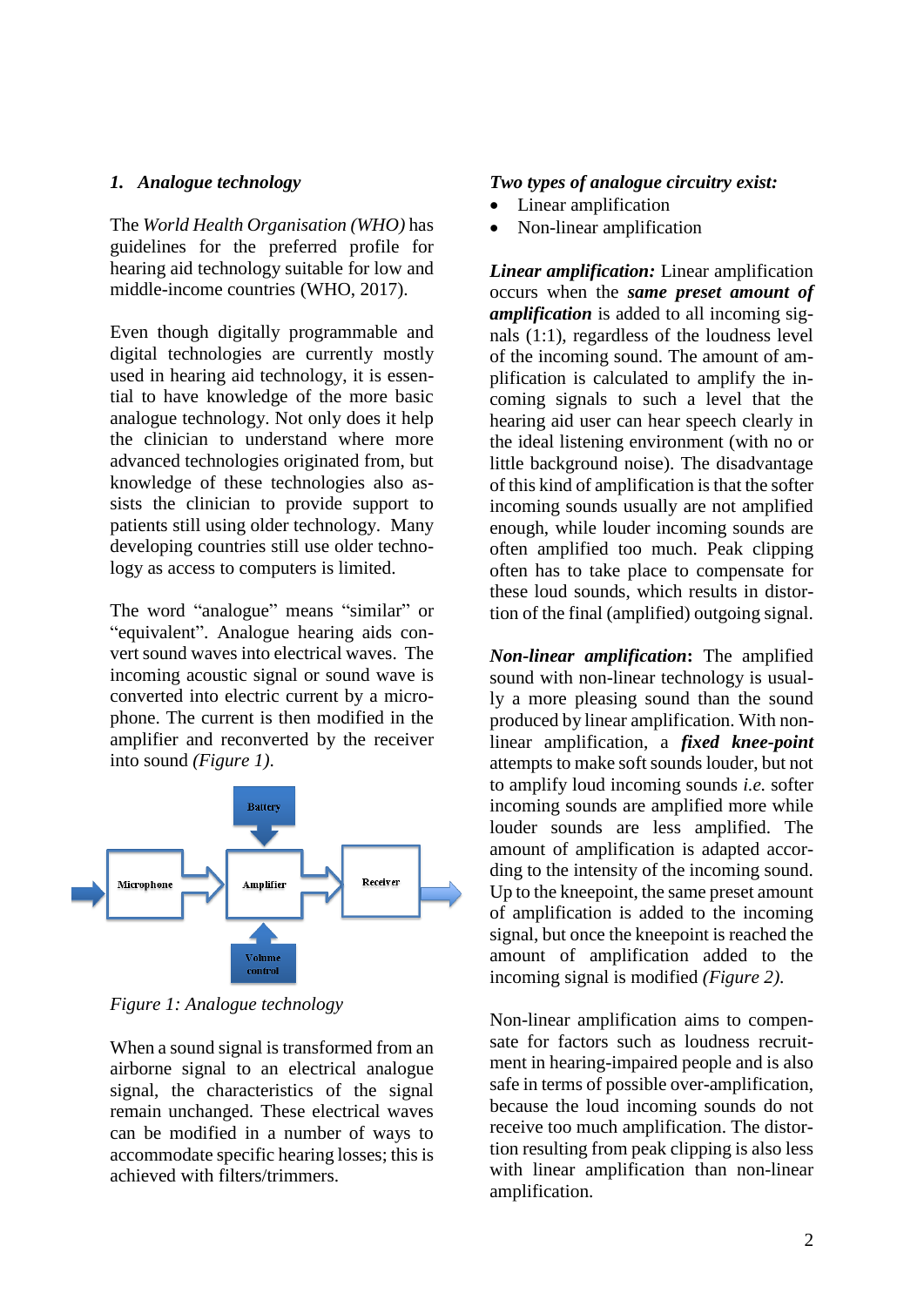## 1. *Analogue technology*

The *World Health Organisation (WHO)* has guidelines for the preferred profile for hearing aid technology suitable for low and middle-income countries (WHO, 2017).

Even though digitally programmable and digital technologies are currently mostly used in hearing aid technology, it is essential to have knowledge of the more basic analogue technology. Not only does it help the clinician to understand where more advanced technologies originated from, but knowledge of these technologies also assists the clinician to provide support to patients still using older technology. Many developing countries still use older technology as access to computers is limited.

The word "analogue" means "similar" or "equivalent". Analogue hearing aids convert sound waves into electrical waves. The incoming acoustic signal or sound wave is converted into electric current by a microphone. The current is then modified in the amplifier and reconverted by the receiver into sound *(Figure 1).*

Battery

Microphone → Amplifier → Receiver

Volume control

*Figure 1: Analogue technology*

When a sound signal is transformed from an airborne signal to an electrical analogue signal, the characteristics of the signal remain unchanged. These electrical waves can be modified in a number of ways to accommodate specific hearing losses; this is achieved with filters/trimmers.

***Two types of analogue circuitry exist:***

- Linear amplification
- Non-linear amplification

***Linear amplification:*** Linear amplification occurs when the ***same preset amount of amplification*** is added to all incoming signals (1:1), regardless of the loudness level of the incoming sound. The amount of amplification is calculated to amplify the incoming signals to such a level that the hearing aid user can hear speech clearly in the ideal listening environment (with no or little background noise). The disadvantage of this kind of amplification is that the softer incoming sounds usually are not amplified enough, while louder incoming sounds are often amplified too much. Peak clipping often has to take place to compensate for these loud sounds, which results in distortion of the final (amplified) outgoing signal.

***Non-linear amplification*:** The amplified sound with non-linear technology is usually a more pleasing sound than the sound produced by linear amplification. With non-linear amplification, a ***fixed knee-point*** attempts to make soft sounds louder, but not to amplify loud incoming sounds *i.e.* softer incoming sounds are amplified more while louder sounds are less amplified. The amount of amplification is adapted according to the intensity of the incoming sound. Up to the kneepoint, the same preset amount of amplification is added to the incoming signal, but once the kneepoint is reached the amount of amplification added to the incoming signal is modified *(Figure 2).*

Non-linear amplification aims to compensate for factors such as loudness recruitment in hearing-impaired people and is also safe in terms of possible over-amplification, because the loud incoming sounds do not receive too much amplification. The distortion resulting from peak clipping is also less with linear amplification than non-linear amplification.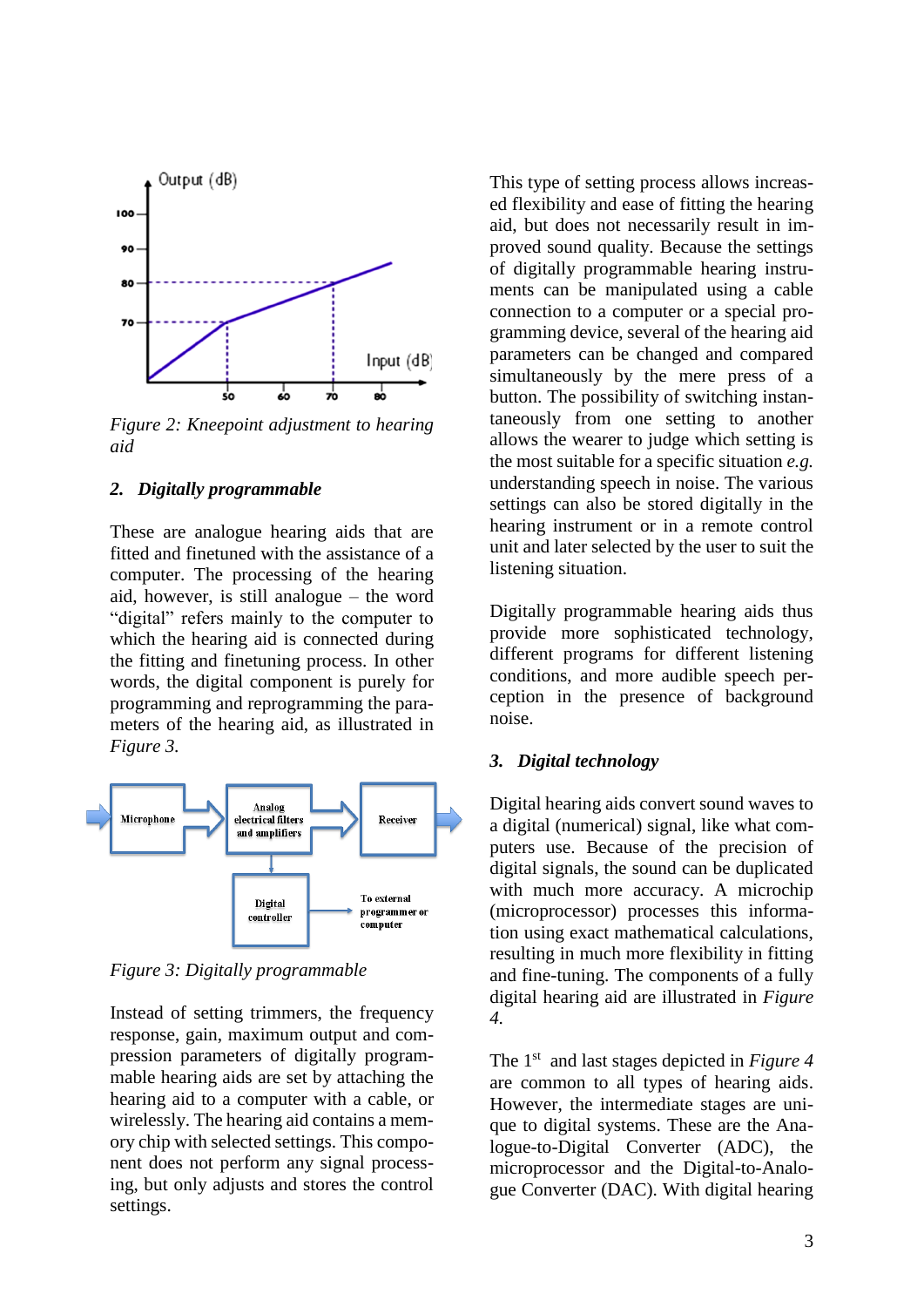*Figure 2: Kneepoint adjustment to hearing aid*

## 2. *Digitally programmable*

These are analogue hearing aids that are fitted and finetuned with the assistance of a computer. The processing of the hearing aid, however, is still analogue – the word “digital” refers mainly to the computer to which the hearing aid is connected during the fitting and finetuning process. In other words, the digital component is purely for programming and reprogramming the parameters of the hearing aid, as illustrated in *Figure 3.*

*Figure 3: Digitally programmable*

Instead of setting trimmers, the frequency response, gain, maximum output and compression parameters of digitally programmable hearing aids are set by attaching the hearing aid to a computer with a cable, or wirelessly. The hearing aid contains a memory chip with selected settings. This component does not perform any signal processing, but only adjusts and stores the control settings.

This type of setting process allows increased flexibility and ease of fitting the hearing aid, but does not necessarily result in improved sound quality. Because the settings of digitally programmable hearing instruments can be manipulated using a cable connection to a computer or a special programming device, several of the hearing aid parameters can be changed and compared simultaneously by the mere press of a button. The possibility of switching instantaneously from one setting to another allows the wearer to judge which setting is the most suitable for a specific situation *e.g.* understanding speech in noise. The various settings can also be stored digitally in the hearing instrument or in a remote control unit and later selected by the user to suit the listening situation.

Digitally programmable hearing aids thus provide more sophisticated technology, different programs for different listening conditions, and more audible speech perception in the presence of background noise.

## 3. *Digital technology*

Digital hearing aids convert sound waves to a digital (numerical) signal, like what computers use. Because of the precision of digital signals, the sound can be duplicated with much more accuracy. A microchip (microprocessor) processes this information using exact mathematical calculations, resulting in much more flexibility in fitting and fine-tuning. The components of a fully digital hearing aid are illustrated in *Figure 4.*

The 1st and last stages depicted in *Figure 4* are common to all types of hearing aids. However, the intermediate stages are unique to digital systems. These are the Analogue-to-Digital Converter (ADC), the microprocessor and the Digital-to-Analogue Converter (DAC). With digital hearing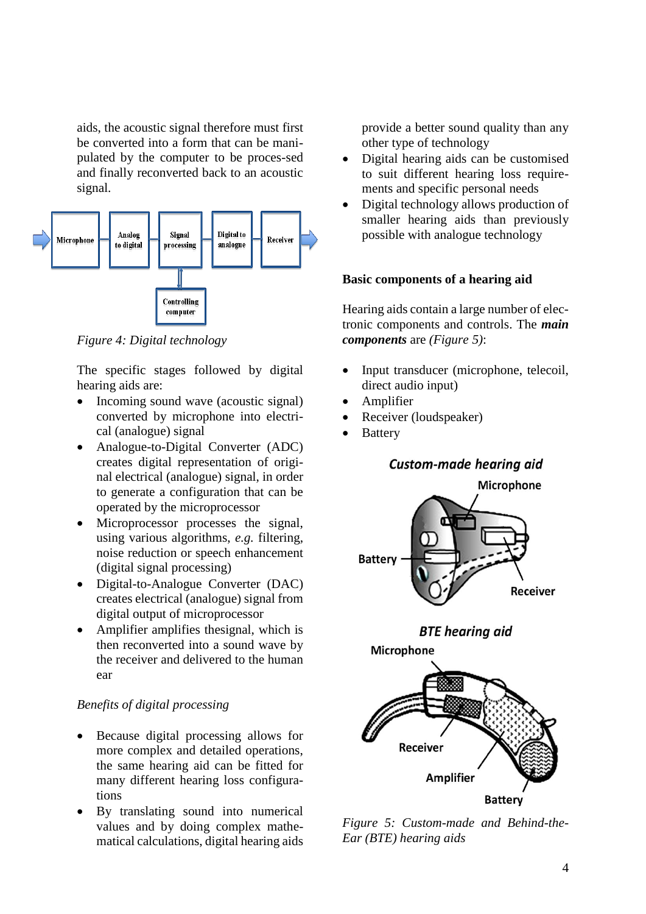aids, the acoustic signal therefore must first be converted into a form that can be manipulated by the computer to be proces-sed and finally reconverted back to an acoustic signal.

*Figure 4: Digital technology*

The specific stages followed by digital hearing aids are:

- Incoming sound wave (acoustic signal) converted by microphone into electrical (analogue) signal
- Analogue-to-Digital Converter (ADC) creates digital representation of original electrical (analogue) signal, in order to generate a configuration that can be operated by the microprocessor
- Microprocessor processes the signal, using various algorithms, *e.g.* filtering, noise reduction or speech enhancement (digital signal processing)
- Digital-to-Analogue Converter (DAC) creates electrical (analogue) signal from digital output of microprocessor
- Amplifier amplifies thesignal, which is then reconverted into a sound wave by the receiver and delivered to the human ear

*Benefits of digital processing*

- Because digital processing allows for more complex and detailed operations, the same hearing aid can be fitted for many different hearing loss configurations
- By translating sound into numerical values and by doing complex mathematical calculations, digital hearing aids provide a better sound quality than any other type of technology
- Digital hearing aids can be customised to suit different hearing loss requirements and specific personal needs
- Digital technology allows production of smaller hearing aids than previously possible with analogue technology

### Basic components of a hearing aid

Hearing aids contain a large number of electronic components and controls. The ***main components*** are *(Figure 5)*:

- Input transducer (microphone, telecoil, direct audio input)
- Amplifier
- Receiver (loudspeaker)
- Battery

*Figure 5: Custom-made and Behind-the-Ear (BTE) hearing aids*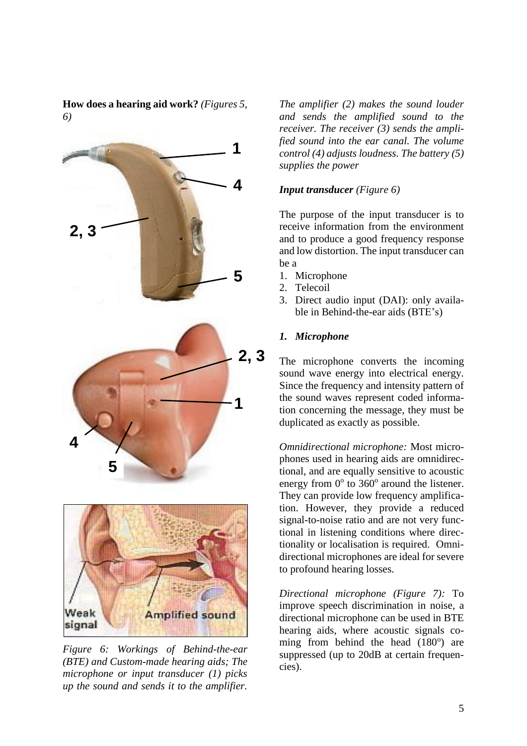**How does a hearing aid work?** *(Figures 5, 6)*

*Figure 6: Workings of Behind-the-ear (BTE) and Custom-made hearing aids; The microphone or input transducer (1) picks up the sound and sends it to the amplifier.*

*The amplifier (2) makes the sound louder and sends the amplified sound to the receiver. The receiver (3) sends the amplified sound into the ear canal. The volume control (4) adjusts loudness. The battery (5) supplies the power*

***Input transducer*** *(Figure 6)*

The purpose of the input transducer is to receive information from the environment and to produce a good frequency response and low distortion. The input transducer can be a

1. Microphone
2. Telecoil
3. Direct audio input (DAI): only available in Behind-the-ear aids (BTE's)

***1. Microphone***

The microphone converts the incoming sound wave energy into electrical energy. Since the frequency and intensity pattern of the sound waves represent coded information concerning the message, they must be duplicated as exactly as possible.

*Omnidirectional microphone:* Most microphones used in hearing aids are omnidirectional, and are equally sensitive to acoustic energy from $0^{o}$ to $360^{o}$ around the listener. They can provide low frequency amplification. However, they provide a reduced signal-to-noise ratio and are not very functional in listening conditions where directionality or localisation is required. Omnidirectional microphones are ideal for severe to profound hearing losses.

*Directional microphone (Figure 7):* To improve speech discrimination in noise, a directional microphone can be used in BTE hearing aids, where acoustic signals coming from behind the head ($180^{o}$) are suppressed (up to 20dB at certain frequencies).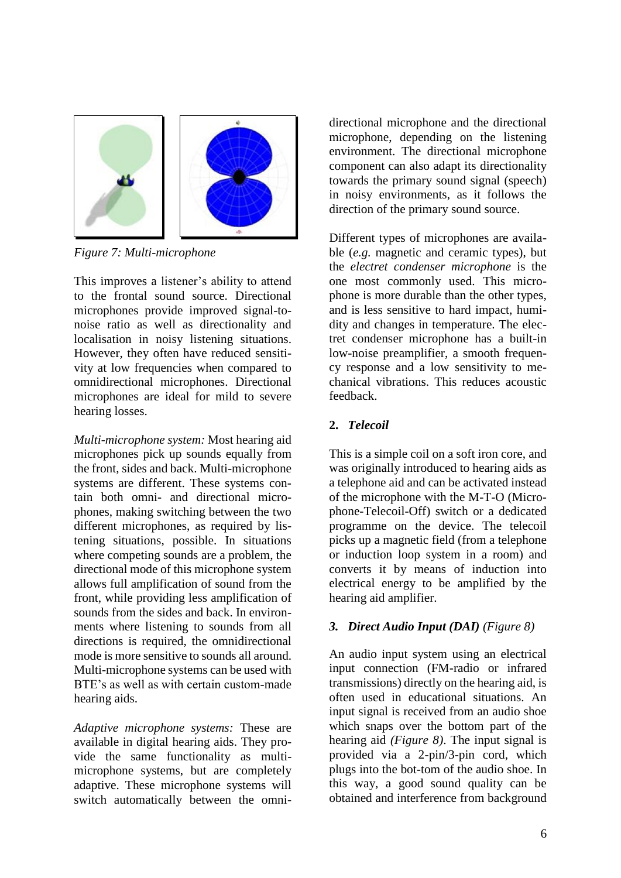*Figure 7: Multi-microphone*

This improves a listener's ability to attend to the frontal sound source. Directional microphones provide improved signal-to-noise ratio as well as directionality and localisation in noisy listening situations. However, they often have reduced sensitivity at low frequencies when compared to omnidirectional microphones. Directional microphones are ideal for mild to severe hearing losses.

*Multi-microphone system:* Most hearing aid microphones pick up sounds equally from the front, sides and back. Multi-microphone systems are different. These systems contain both omni- and directional microphones, making switching between the two different microphones, as required by listening situations, possible. In situations where competing sounds are a problem, the directional mode of this microphone system allows full amplification of sound from the front, while providing less amplification of sounds from the sides and back. In environments where listening to sounds from all directions is required, the omnidirectional mode is more sensitive to sounds all around. Multi-microphone systems can be used with BTE's as well as with certain custom-made hearing aids.

*Adaptive microphone systems:* These are available in digital hearing aids. They provide the same functionality as multi-microphone systems, but are completely adaptive. These microphone systems will switch automatically between the omnidirectional microphone and the directional microphone, depending on the listening environment. The directional microphone component can also adapt its directionality towards the primary sound signal (speech) in noisy environments, as it follows the direction of the primary sound source.

Different types of microphones are available (*e.g.* magnetic and ceramic types), but the *electret condenser microphone* is the one most commonly used. This microphone is more durable than the other types, and is less sensitive to hard impact, humidity and changes in temperature. The electret condenser microphone has a built-in low-noise preamplifier, a smooth frequency response and a low sensitivity to mechanical vibrations. This reduces acoustic feedback.

### 2. *Telecoil*

This is a simple coil on a soft iron core, and was originally introduced to hearing aids as a telephone aid and can be activated instead of the microphone with the M-T-O (Microphone-Telecoil-Off) switch or a dedicated programme on the device. The telecoil picks up a magnetic field (from a telephone or induction loop system in a room) and converts it by means of induction into electrical energy to be amplified by the hearing aid amplifier.

### *3. Direct Audio Input (DAI) (Figure 8)*

An audio input system using an electrical input connection (FM-radio or infrared transmissions) directly on the hearing aid, is often used in educational situations. An input signal is received from an audio shoe which snaps over the bottom part of the hearing aid *(Figure 8)*. The input signal is provided via a 2-pin/3-pin cord, which plugs into the bot-tom of the audio shoe. In this way, a good sound quality can be obtained and interference from background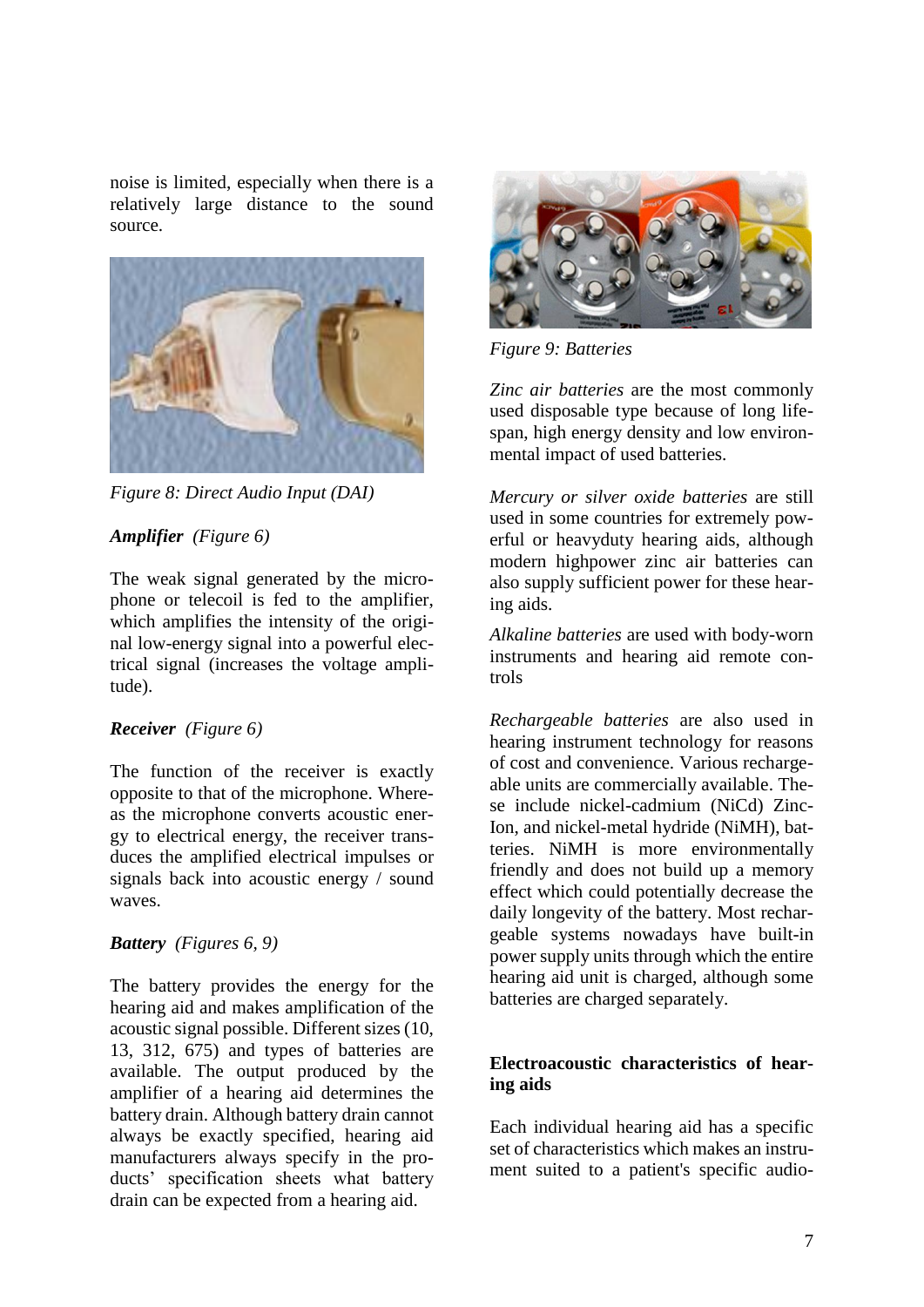noise is limited, especially when there is a relatively large distance to the sound source.

*Figure 8: Direct Audio Input (DAI)*

***Amplifier*** *(Figure 6)*

The weak signal generated by the microphone or telecoil is fed to the amplifier, which amplifies the intensity of the original low-energy signal into a powerful electrical signal (increases the voltage amplitude).

***Receiver*** *(Figure 6)*

The function of the receiver is exactly opposite to that of the microphone. Whereas the microphone converts acoustic energy to electrical energy, the receiver transduces the amplified electrical impulses or signals back into acoustic energy / sound waves.

***Battery*** *(Figures 6, 9)*

The battery provides the energy for the hearing aid and makes amplification of the acoustic signal possible. Different sizes (10, 13, 312, 675) and types of batteries are available. The output produced by the amplifier of a hearing aid determines the battery drain. Although battery drain cannot always be exactly specified, hearing aid manufacturers always specify in the products' specification sheets what battery drain can be expected from a hearing aid.

*Figure 9: Batteries*

*Zinc air batteries* are the most commonly used disposable type because of long lifespan, high energy density and low environmental impact of used batteries.

*Mercury or silver oxide batteries* are still used in some countries for extremely powerful or heavyduty hearing aids, although modern highpower zinc air batteries can also supply sufficient power for these hearing aids.

*Alkaline batteries* are used with body-worn instruments and hearing aid remote controls

*Rechargeable batteries* are also used in hearing instrument technology for reasons of cost and convenience. Various rechargeable units are commercially available. These include nickel-cadmium (NiCd) Zinc-Ion, and nickel-metal hydride (NiMH), batteries. NiMH is more environmentally friendly and does not build up a memory effect which could potentially decrease the daily longevity of the battery. Most rechargeable systems nowadays have built-in power supply units through which the entire hearing aid unit is charged, although some batteries are charged separately.

**Electroacoustic characteristics of hearing aids**

Each individual hearing aid has a specific set of characteristics which makes an instrument suited to a patient's specific audio-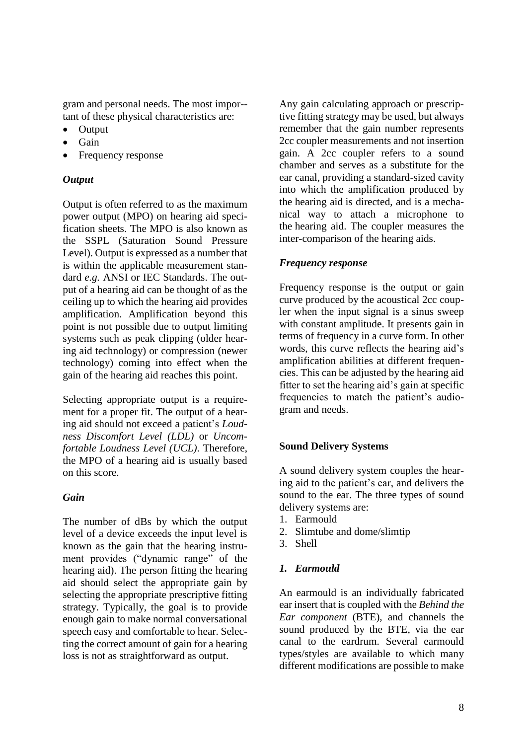gram and personal needs. The most important of these physical characteristics are:

- Output
- Gain
- Frequency response

### *Output*

Output is often referred to as the maximum power output (MPO) on hearing aid specification sheets. The MPO is also known as the SSPL (Saturation Sound Pressure Level). Output is expressed as a number that is within the applicable measurement standard *e.g.* ANSI or IEC Standards. The output of a hearing aid can be thought of as the ceiling up to which the hearing aid provides amplification. Amplification beyond this point is not possible due to output limiting systems such as peak clipping (older hearing aid technology) or compression (newer technology) coming into effect when the gain of the hearing aid reaches this point.

Selecting appropriate output is a requirement for a proper fit. The output of a hearing aid should not exceed a patient's *Loudness Discomfort Level (LDL)* or *Uncomfortable Loudness Level (UCL)*. Therefore, the MPO of a hearing aid is usually based on this score.

### *Gain*

The number of dBs by which the output level of a device exceeds the input level is known as the gain that the hearing instrument provides ("dynamic range" of the hearing aid). The person fitting the hearing aid should select the appropriate gain by selecting the appropriate prescriptive fitting strategy. Typically, the goal is to provide enough gain to make normal conversational speech easy and comfortable to hear. Selecting the correct amount of gain for a hearing loss is not as straightforward as output.

Any gain calculating approach or prescriptive fitting strategy may be used, but always remember that the gain number represents 2cc coupler measurements and not insertion gain. A 2cc coupler refers to a sound chamber and serves as a substitute for the ear canal, providing a standard-sized cavity into which the amplification produced by the hearing aid is directed, and is a mechanical way to attach a microphone to the hearing aid. The coupler measures the inter-comparison of the hearing aids.

### *Frequency response*

Frequency response is the output or gain curve produced by the acoustical 2cc coupler when the input signal is a sinus sweep with constant amplitude. It presents gain in terms of frequency in a curve form. In other words, this curve reflects the hearing aid's amplification abilities at different frequencies. This can be adjusted by the hearing aid fitter to set the hearing aid's gain at specific frequencies to match the patient's audiogram and needs.

## Sound Delivery Systems

A sound delivery system couples the hearing aid to the patient's ear, and delivers the sound to the ear. The three types of sound delivery systems are:

1. Earmould
2. Slimtube and dome/slimtip
3. Shell

### *1. Earmould*

An earmould is an individually fabricated ear insert that is coupled with the *Behind the Ear component* (BTE), and channels the sound produced by the BTE, via the ear canal to the eardrum. Several earmould types/styles are available to which many different modifications are possible to make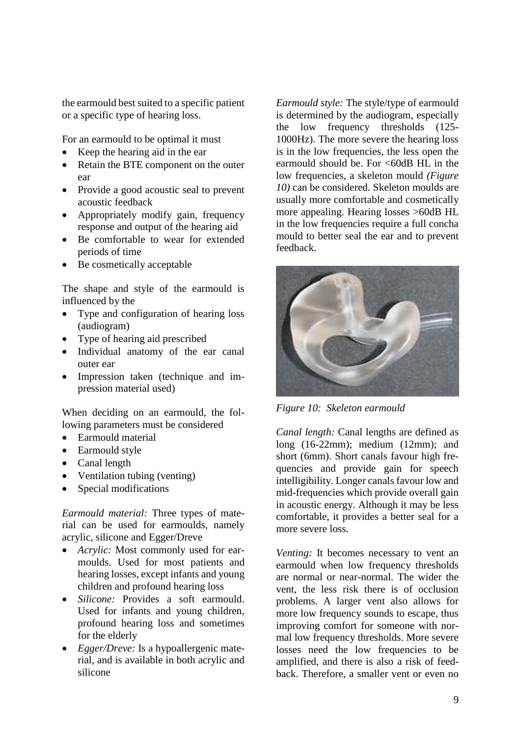the earmould best suited to a specific patient or a specific type of hearing loss.

For an earmould to be optimal it must

- Keep the hearing aid in the ear
- Retain the BTE component on the outer ear
- Provide a good acoustic seal to prevent acoustic feedback
- Appropriately modify gain, frequency response and output of the hearing aid
- Be comfortable to wear for extended periods of time
- Be cosmetically acceptable

The shape and style of the earmould is influenced by the

- Type and configuration of hearing loss (audiogram)
- Type of hearing aid prescribed
- Individual anatomy of the ear canal outer ear
- Impression taken (technique and impression material used)

When deciding on an earmould, the following parameters must be considered

- Earmould material
- Earmould style
- Canal length
- Ventilation tubing (venting)
- Special modifications

*Earmould material:* Three types of material can be used for earmoulds, namely acrylic, silicone and Egger/Dreve

- *Acrylic:* Most commonly used for earmoulds. Used for most patients and hearing losses, except infants and young children and profound hearing loss
- *Silicone:* Provides a soft earmould. Used for infants and young children, profound hearing loss and sometimes for the elderly
- *Egger/Dreve:* Is a hypoallergenic material, and is available in both acrylic and silicone

*Earmould style:* The style/type of earmould is determined by the audiogram, especially the low frequency thresholds (125-1000Hz). The more severe the hearing loss is in the low frequencies, the less open the earmould should be. For <60dB HL in the low frequencies, a skeleton mould *(Figure 10)* can be considered. Skeleton moulds are usually more comfortable and cosmetically more appealing. Hearing losses >60dB HL in the low frequencies require a full concha mould to better seal the ear and to prevent feedback.

*Figure 10: Skeleton earmould*

*Canal length:* Canal lengths are defined as long (16-22mm); medium (12mm); and short (6mm). Short canals favour high frequencies and provide gain for speech intelligibility. Longer canals favour low and mid-frequencies which provide overall gain in acoustic energy. Although it may be less comfortable, it provides a better seal for a more severe loss.

*Venting:* It becomes necessary to vent an earmould when low frequency thresholds are normal or near-normal. The wider the vent, the less risk there is of occlusion problems. A larger vent also allows for more low frequency sounds to escape, thus improving comfort for someone with normal low frequency thresholds. More severe losses need the low frequencies to be amplified, and there is also a risk of feedback. Therefore, a smaller vent or even no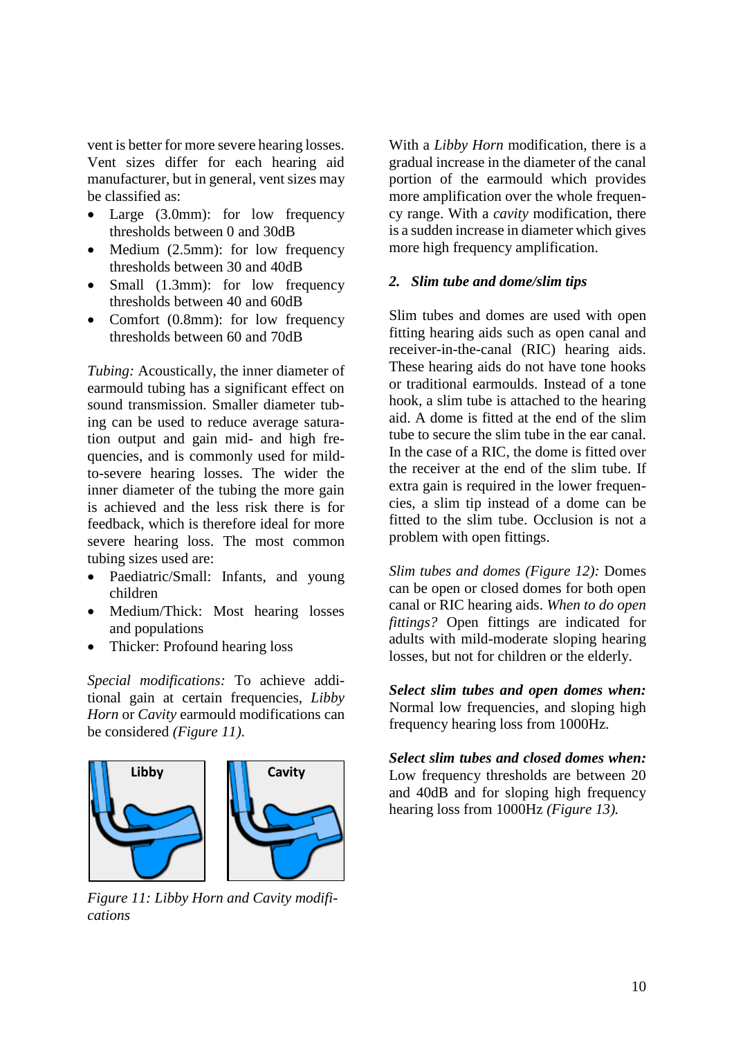vent is better for more severe hearing losses. Vent sizes differ for each hearing aid manufacturer, but in general, vent sizes may be classified as:

- Large (3.0mm): for low frequency thresholds between 0 and 30dB
- Medium (2.5mm): for low frequency thresholds between 30 and 40dB
- Small (1.3mm): for low frequency thresholds between 40 and 60dB
- Comfort (0.8mm): for low frequency thresholds between 60 and 70dB

*Tubing:* Acoustically, the inner diameter of earmould tubing has a significant effect on sound transmission. Smaller diameter tubing can be used to reduce average saturation output and gain mid- and high frequencies, and is commonly used for mild-to-severe hearing losses. The wider the inner diameter of the tubing the more gain is achieved and the less risk there is for feedback, which is therefore ideal for more severe hearing loss. The most common tubing sizes used are:

- Paediatric/Small: Infants, and young children
- Medium/Thick: Most hearing losses and populations
- Thicker: Profound hearing loss

*Special modifications:* To achieve additional gain at certain frequencies, *Libby Horn* or *Cavity* earmould modifications can be considered *(Figure 11).*

*Figure 11: Libby Horn and Cavity modifications*

With a *Libby Horn* modification, there is a gradual increase in the diameter of the canal portion of the earmould which provides more amplification over the whole frequency range. With a *cavity* modification, there is a sudden increase in diameter which gives more high frequency amplification.

### *2. Slim tube and dome/slim tips*

Slim tubes and domes are used with open fitting hearing aids such as open canal and receiver-in-the-canal (RIC) hearing aids. These hearing aids do not have tone hooks or traditional earmoulds. Instead of a tone hook, a slim tube is attached to the hearing aid. A dome is fitted at the end of the slim tube to secure the slim tube in the ear canal. In the case of a RIC, the dome is fitted over the receiver at the end of the slim tube. If extra gain is required in the lower frequencies, a slim tip instead of a dome can be fitted to the slim tube. Occlusion is not a problem with open fittings.

*Slim tubes and domes (Figure 12):* Domes can be open or closed domes for both open canal or RIC hearing aids. *When to do open fittings?* Open fittings are indicated for adults with mild-moderate sloping hearing losses, but not for children or the elderly.

***Select slim tubes and open domes when:*** Normal low frequencies, and sloping high frequency hearing loss from 1000Hz.

***Select slim tubes and closed domes when:*** Low frequency thresholds are between 20 and 40dB and for sloping high frequency hearing loss from 1000Hz *(Figure 13).*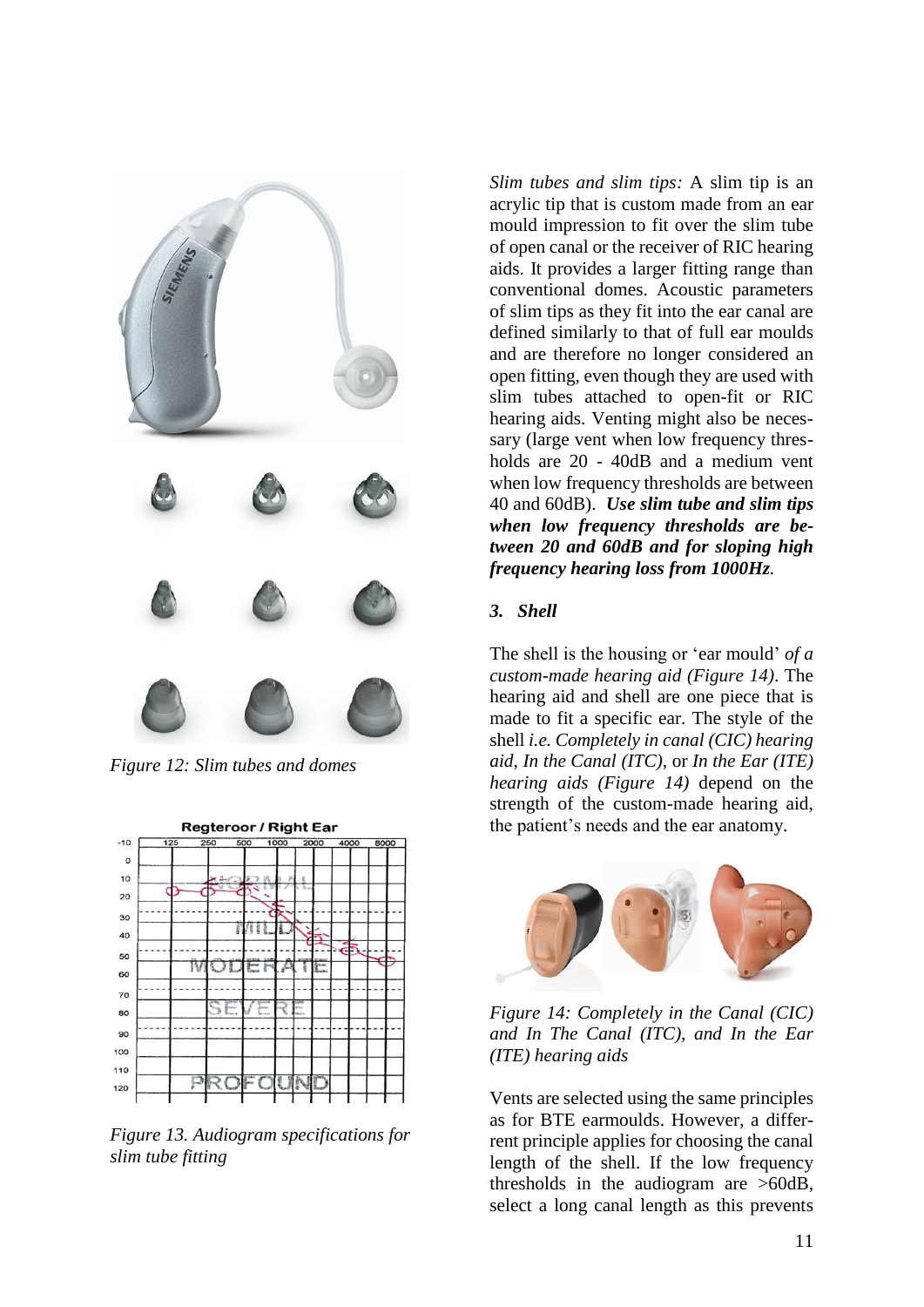*Figure 12: Slim tubes and domes*

*Figure 13. Audiogram specifications for slim tube fitting*

*Slim tubes and slim tips:* A slim tip is an acrylic tip that is custom made from an ear mould impression to fit over the slim tube of open canal or the receiver of RIC hearing aids. It provides a larger fitting range than conventional domes. Acoustic parameters of slim tips as they fit into the ear canal are defined similarly to that of full ear moulds and are therefore no longer considered an open fitting, even though they are used with slim tubes attached to open-fit or RIC hearing aids. Venting might also be necessary (large vent when low frequency thresholds are 20 - 40dB and a medium vent when low frequency thresholds are between 40 and 60dB). ***Use slim tube and slim tips when low frequency thresholds are between 20 and 60dB and for sloping high frequency hearing loss from 1000Hz.***

### *3. Shell*

The shell is the housing or 'ear mould' *of a custom-made hearing aid (Figure 14)*. The hearing aid and shell are one piece that is made to fit a specific ear. The style of the shell *i.e. Completely in canal (CIC) hearing aid*, *In the Canal (ITC)*, or *In the Ear (ITE) hearing aids (Figure 14)* depend on the strength of the custom-made hearing aid, the patient's needs and the ear anatomy.

*Figure 14: Completely in the Canal (CIC) and In The Canal (ITC), and In the Ear (ITE) hearing aids*

Vents are selected using the same principles as for BTE earmoulds. However, a differrent principle applies for choosing the canal length of the shell. If the low frequency thresholds in the audiogram are >60dB, select a long canal length as this prevents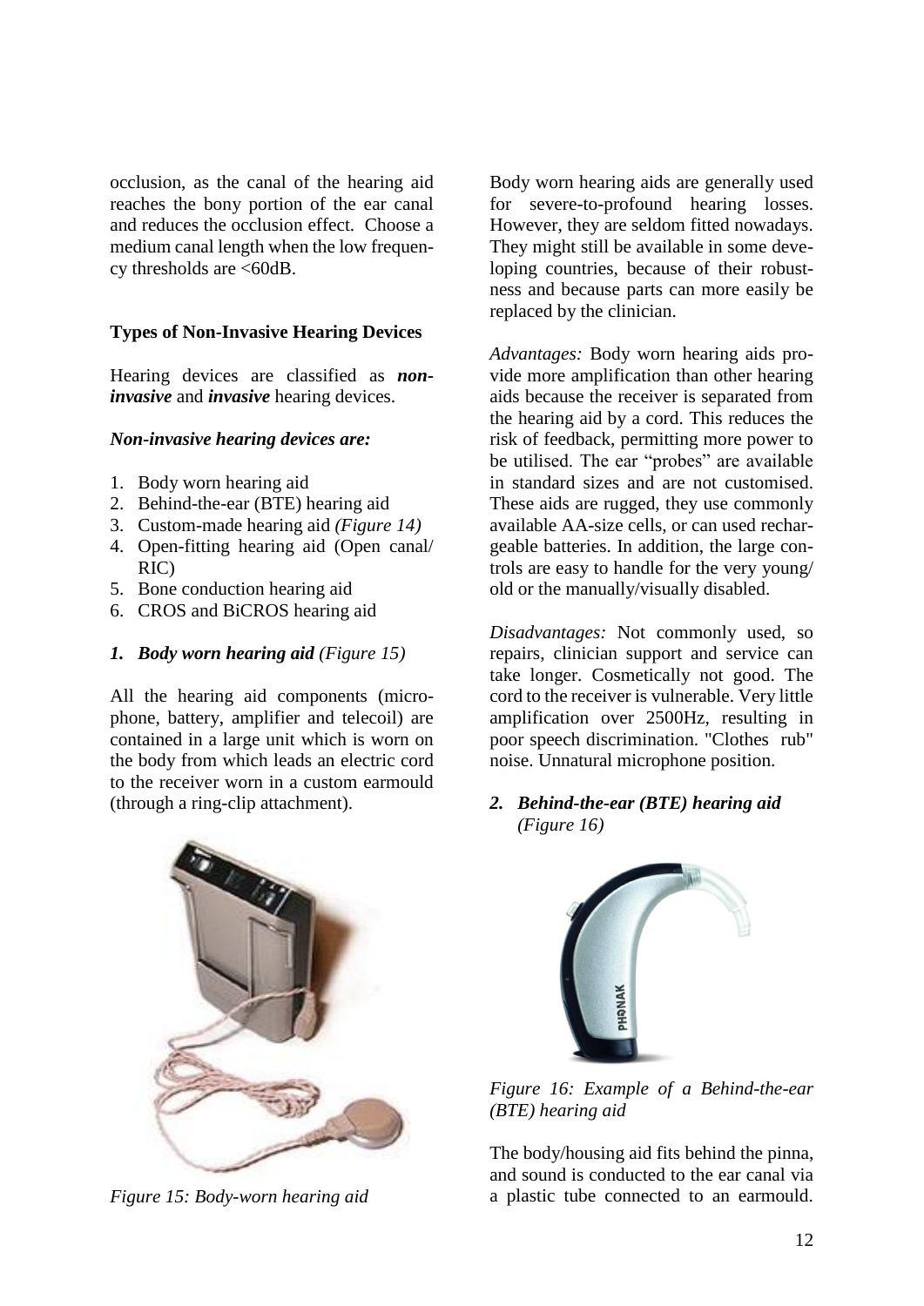occlusion, as the canal of the hearing aid reaches the bony portion of the ear canal and reduces the occlusion effect. Choose a medium canal length when the low frequency thresholds are <60dB.

### Types of Non-Invasive Hearing Devices

Hearing devices are classified as ***non-invasive*** and ***invasive*** hearing devices.

***Non-invasive hearing devices are:***

1. Body worn hearing aid
2. Behind-the-ear (BTE) hearing aid
3. Custom-made hearing aid *(Figure 14)*
4. Open-fitting hearing aid (Open canal/ RIC)
5. Bone conduction hearing aid
6. CROS and BiCROS hearing aid

#### *1. Body worn hearing aid (Figure 15)*

All the hearing aid components (microphone, battery, amplifier and telecoil) are contained in a large unit which is worn on the body from which leads an electric cord to the receiver worn in a custom earmould (through a ring-clip attachment).

*Figure 15: Body-worn hearing aid*

Body worn hearing aids are generally used for severe-to-profound hearing losses. However, they are seldom fitted nowadays. They might still be available in some developing countries, because of their robustness and because parts can more easily be replaced by the clinician.

*Advantages:* Body worn hearing aids provide more amplification than other hearing aids because the receiver is separated from the hearing aid by a cord. This reduces the risk of feedback, permitting more power to be utilised. The ear "probes" are available in standard sizes and are not customised. These aids are rugged, they use commonly available AA-size cells, or can used rechargeable batteries. In addition, the large controls are easy to handle for the very young/ old or the manually/visually disabled.

*Disadvantages:* Not commonly used, so repairs, clinician support and service can take longer. Cosmetically not good. The cord to the receiver is vulnerable. Very little amplification over 2500Hz, resulting in poor speech discrimination. "Clothes rub" noise. Unnatural microphone position.

#### *2. Behind-the-ear (BTE) hearing aid (Figure 16)*

*Figure 16: Example of a Behind-the-ear (BTE) hearing aid*

The body/housing aid fits behind the pinna, and sound is conducted to the ear canal via a plastic tube connected to an earmould.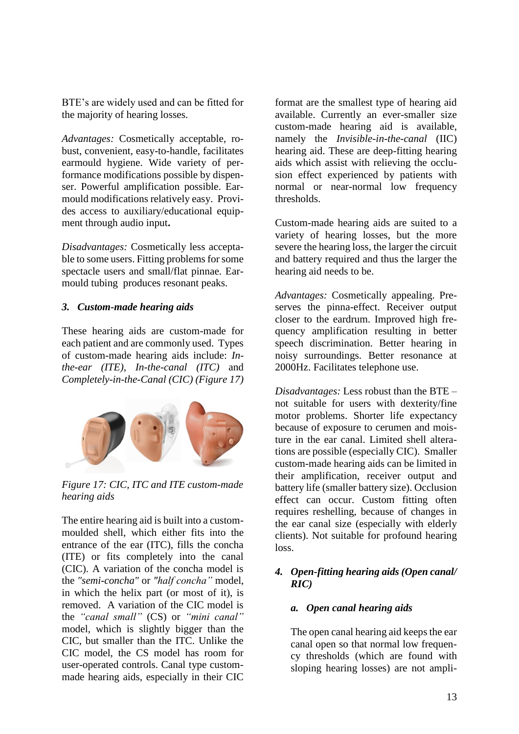BTE's are widely used and can be fitted for the majority of hearing losses.

*Advantages:* Cosmetically acceptable, robust, convenient, easy-to-handle, facilitates earmould hygiene. Wide variety of performance modifications possible by dispenser. Powerful amplification possible. Earmould modifications relatively easy. Provides access to auxiliary/educational equipment through audio input**.**

*Disadvantages:* Cosmetically less acceptable to some users. Fitting problems for some spectacle users and small/flat pinnae. Earmould tubing produces resonant peaks.

### 3. *Custom-made hearing aids*

These hearing aids are custom-made for each patient and are commonly used. Types of custom-made hearing aids include: *In-the-ear (ITE)*, *In-the-canal (ITC)* and *Completely-in-the-Canal (CIC) (Figure 17)*

*Figure 17: CIC, ITC and ITE custom-made hearing aids*

The entire hearing aid is built into a custom-moulded shell, which either fits into the entrance of the ear (ITC), fills the concha (ITE) or fits completely into the canal (CIC). A variation of the concha model is the *"semi-concha"* or *"half concha"* model, in which the helix part (or most of it), is removed. A variation of the CIC model is the *"canal small"* (CS) or *"mini canal"* model, which is slightly bigger than the CIC, but smaller than the ITC. Unlike the CIC model, the CS model has room for user-operated controls. Canal type custom-made hearing aids, especially in their CIC format are the smallest type of hearing aid available. Currently an ever-smaller size custom-made hearing aid is available, namely the *Invisible-in-the-canal* (IIC) hearing aid. These are deep-fitting hearing aids which assist with relieving the occlusion effect experienced by patients with normal or near-normal low frequency thresholds.

Custom-made hearing aids are suited to a variety of hearing losses, but the more severe the hearing loss, the larger the circuit and battery required and thus the larger the hearing aid needs to be.

*Advantages:* Cosmetically appealing. Preserves the pinna-effect. Receiver output closer to the eardrum. Improved high frequency amplification resulting in better speech discrimination. Better hearing in noisy surroundings. Better resonance at 2000Hz. Facilitates telephone use.

*Disadvantages:* Less robust than the BTE – not suitable for users with dexterity/fine motor problems. Shorter life expectancy because of exposure to cerumen and moisture in the ear canal. Limited shell alterations are possible (especially CIC). Smaller custom-made hearing aids can be limited in their amplification, receiver output and battery life (smaller battery size). Occlusion effect can occur. Custom fitting often requires reshelling, because of changes in the ear canal size (especially with elderly clients). Not suitable for profound hearing loss.

### 4. *Open-fitting hearing aids (Open canal/ RIC)*

#### a. *Open canal hearing aids*

The open canal hearing aid keeps the ear canal open so that normal low frequency thresholds (which are found with sloping hearing losses) are not ampli-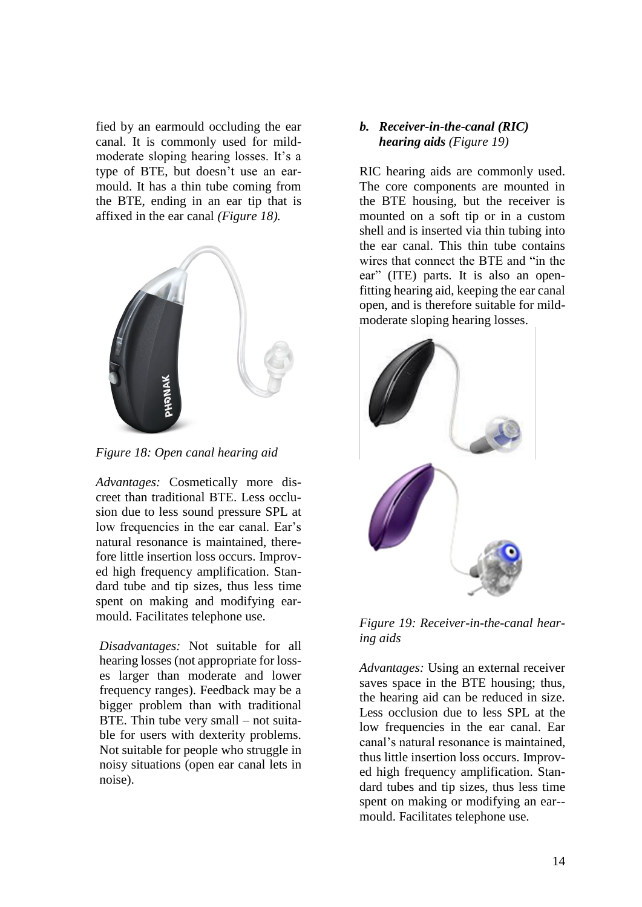fied by an earmould occluding the ear canal. It is commonly used for mild-moderate sloping hearing losses. It's a type of BTE, but doesn't use an ear-mould. It has a thin tube coming from the BTE, ending in an ear tip that is affixed in the ear canal *(Figure 18).*

*Figure 18: Open canal hearing aid*

*Advantages:* Cosmetically more discreet than traditional BTE. Less occlusion due to less sound pressure SPL at low frequencies in the ear canal. Ear's natural resonance is maintained, therefore little insertion loss occurs. Improved high frequency amplification. Standard tube and tip sizes, thus less time spent on making and modifying earmould. Facilitates telephone use.

*Disadvantages:* Not suitable for all hearing losses (not appropriate for losses larger than moderate and lower frequency ranges). Feedback may be a bigger problem than with traditional BTE. Thin tube very small – not suitable for users with dexterity problems. Not suitable for people who struggle in noisy situations (open ear canal lets in noise).

### b. *Receiver-in-the-canal (RIC) hearing aids (Figure 19)*

RIC hearing aids are commonly used. The core components are mounted in the BTE housing, but the receiver is mounted on a soft tip or in a custom shell and is inserted via thin tubing into the ear canal. This thin tube contains wires that connect the BTE and "in the ear" (ITE) parts. It is also an open-fitting hearing aid, keeping the ear canal open, and is therefore suitable for mild-moderate sloping hearing losses.

*Figure 19: Receiver-in-the-canal hearing aids*

*Advantages:* Using an external receiver saves space in the BTE housing; thus, the hearing aid can be reduced in size. Less occlusion due to less SPL at the low frequencies in the ear canal. Ear canal's natural resonance is maintained, thus little insertion loss occurs. Improved high frequency amplification. Standard tubes and tip sizes, thus less time spent on making or modifying an ear-mould. Facilitates telephone use.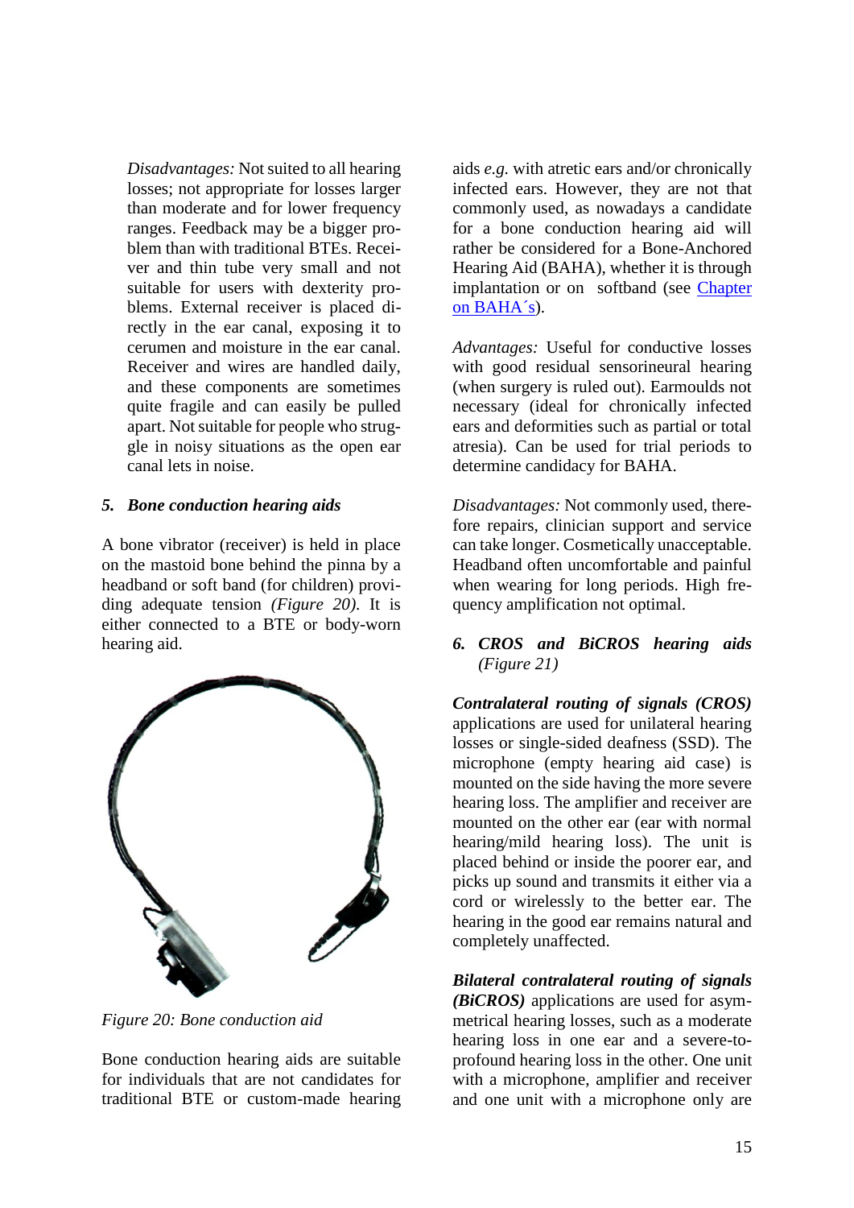*Disadvantages:* Not suited to all hearing losses; not appropriate for losses larger than moderate and for lower frequency ranges. Feedback may be a bigger problem than with traditional BTEs. Receiver and thin tube very small and not suitable for users with dexterity problems. External receiver is placed directly in the ear canal, exposing it to cerumen and moisture in the ear canal. Receiver and wires are handled daily, and these components are sometimes quite fragile and can easily be pulled apart. Not suitable for people who struggle in noisy situations as the open ear canal lets in noise.

### 5. *Bone conduction hearing aids*

A bone vibrator (receiver) is held in place on the mastoid bone behind the pinna by a headband or soft band (for children) providing adequate tension *(Figure 20)*. It is either connected to a BTE or body-worn hearing aid.

*Figure 20: Bone conduction aid*

Bone conduction hearing aids are suitable for individuals that are not candidates for traditional BTE or custom-made hearing aids *e.g.* with atretic ears and/or chronically infected ears. However, they are not that commonly used, as nowadays a candidate for a bone conduction hearing aid will rather be considered for a Bone-Anchored Hearing Aid (BAHA), whether it is through implantation or on softband (see Chapter on BAHA´s).

*Advantages:* Useful for conductive losses with good residual sensorineural hearing (when surgery is ruled out). Earmoulds not necessary (ideal for chronically infected ears and deformities such as partial or total atresia). Can be used for trial periods to determine candidacy for BAHA.

*Disadvantages:* Not commonly used, therefore repairs, clinician support and service can take longer. Cosmetically unacceptable. Headband often uncomfortable and painful when wearing for long periods. High frequency amplification not optimal.

### 6. *CROS and BiCROS hearing aids (Figure 21)*

***Contralateral routing of signals (CROS)*** applications are used for unilateral hearing losses or single-sided deafness (SSD). The microphone (empty hearing aid case) is mounted on the side having the more severe hearing loss. The amplifier and receiver are mounted on the other ear (ear with normal hearing/mild hearing loss). The unit is placed behind or inside the poorer ear, and picks up sound and transmits it either via a cord or wirelessly to the better ear. The hearing in the good ear remains natural and completely unaffected.

***Bilateral contralateral routing of signals (BiCROS)*** applications are used for asymmetrical hearing losses, such as a moderate hearing loss in one ear and a severe-to-profound hearing loss in the other. One unit with a microphone, amplifier and receiver and one unit with a microphone only are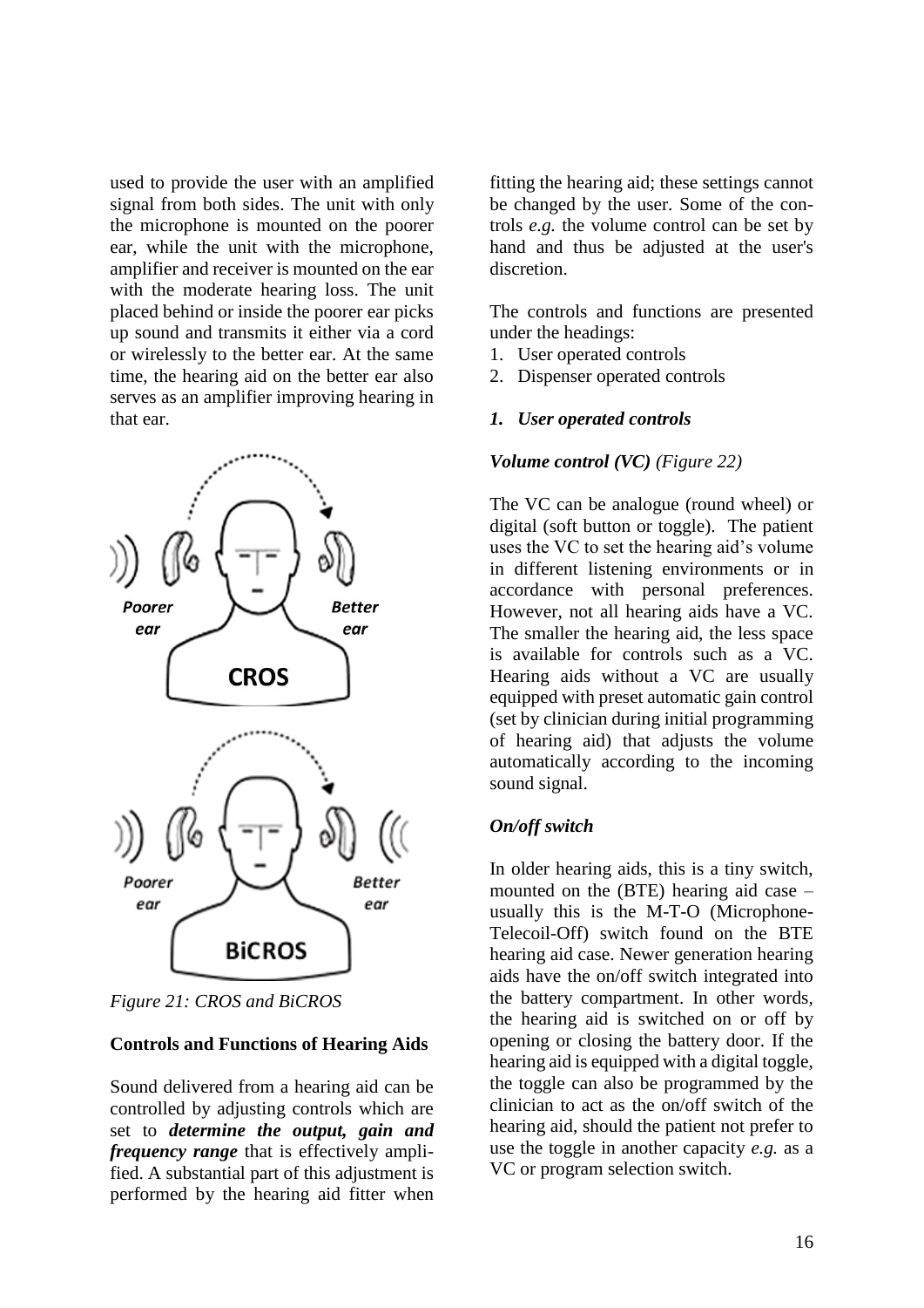used to provide the user with an amplified signal from both sides. The unit with only the microphone is mounted on the poorer ear, while the unit with the microphone, amplifier and receiver is mounted on the ear with the moderate hearing loss. The unit placed behind or inside the poorer ear picks up sound and transmits it either via a cord or wirelessly to the better ear. At the same time, the hearing aid on the better ear also serves as an amplifier improving hearing in that ear.

*Figure 21: CROS and BiCROS*

**Controls and Functions of Hearing Aids**

Sound delivered from a hearing aid can be controlled by adjusting controls which are set to ***determine the output, gain and frequency range*** that is effectively amplified. A substantial part of this adjustment is performed by the hearing aid fitter when fitting the hearing aid; these settings cannot be changed by the user. Some of the controls *e.g.* the volume control can be set by hand and thus be adjusted at the user's discretion.

The controls and functions are presented under the headings:

1. User operated controls
2. Dispenser operated controls

***1. User operated controls***

***Volume control (VC)*** *(Figure 22)*

The VC can be analogue (round wheel) or digital (soft button or toggle). The patient uses the VC to set the hearing aid's volume in different listening environments or in accordance with personal preferences. However, not all hearing aids have a VC. The smaller the hearing aid, the less space is available for controls such as a VC. Hearing aids without a VC are usually equipped with preset automatic gain control (set by clinician during initial programming of hearing aid) that adjusts the volume automatically according to the incoming sound signal.

***On/off switch***

In older hearing aids, this is a tiny switch, mounted on the (BTE) hearing aid case – usually this is the M-T-O (Microphone-Telecoil-Off) switch found on the BTE hearing aid case. Newer generation hearing aids have the on/off switch integrated into the battery compartment. In other words, the hearing aid is switched on or off by opening or closing the battery door. If the hearing aid is equipped with a digital toggle, the toggle can also be programmed by the clinician to act as the on/off switch of the hearing aid, should the patient not prefer to use the toggle in another capacity *e.g.* as a VC or program selection switch.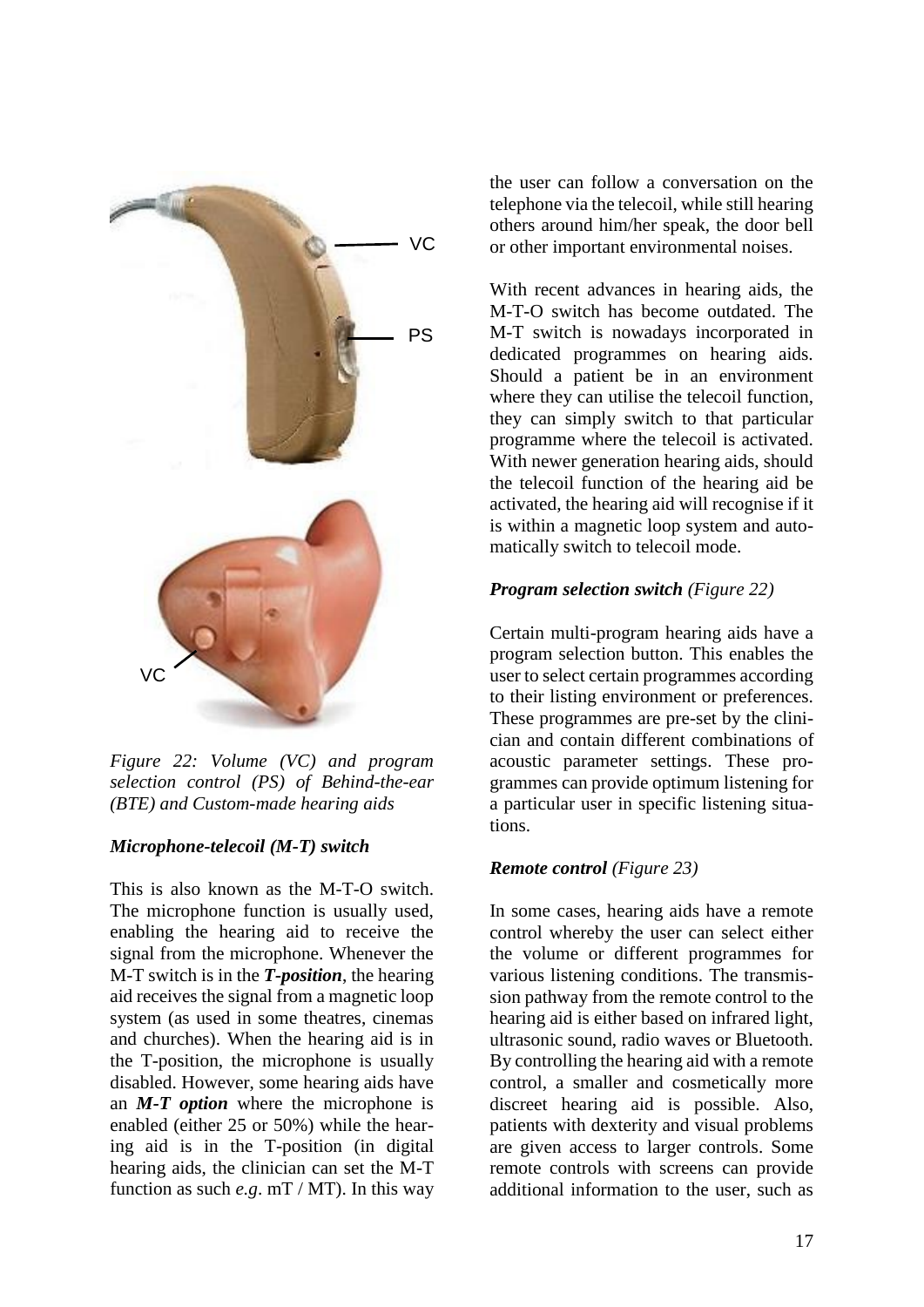Figure 22: Volume (VC) and program selection control (PS) of Behind-the-ear (BTE) and Custom-made hearing aids

***Microphone-telecoil (M-T) switch***

This is also known as the M-T-O switch. The microphone function is usually used, enabling the hearing aid to receive the signal from the microphone. Whenever the M-T switch is in the ***T-position***, the hearing aid receives the signal from a magnetic loop system (as used in some theatres, cinemas and churches). When the hearing aid is in the T-position, the microphone is usually disabled. However, some hearing aids have an ***M-T option*** where the microphone is enabled (either 25 or 50%) while the hearing aid is in the T-position (in digital hearing aids, the clinician can set the M-T function as such *e.g*. mT / MT). In this way the user can follow a conversation on the telephone via the telecoil, while still hearing others around him/her speak, the door bell or other important environmental noises.

With recent advances in hearing aids, the M-T-O switch has become outdated. The M-T switch is nowadays incorporated in dedicated programmes on hearing aids. Should a patient be in an environment where they can utilise the telecoil function, they can simply switch to that particular programme where the telecoil is activated. With newer generation hearing aids, should the telecoil function of the hearing aid be activated, the hearing aid will recognise if it is within a magnetic loop system and automatically switch to telecoil mode.

***Program selection switch*** *(Figure 22)*

Certain multi-program hearing aids have a program selection button. This enables the user to select certain programmes according to their listing environment or preferences. These programmes are pre-set by the clinician and contain different combinations of acoustic parameter settings. These programmes can provide optimum listening for a particular user in specific listening situations.

***Remote control*** *(Figure 23)*

In some cases, hearing aids have a remote control whereby the user can select either the volume or different programmes for various listening conditions. The transmission pathway from the remote control to the hearing aid is either based on infrared light, ultrasonic sound, radio waves or Bluetooth. By controlling the hearing aid with a remote control, a smaller and cosmetically more discreet hearing aid is possible. Also, patients with dexterity and visual problems are given access to larger controls. Some remote controls with screens can provide additional information to the user, such as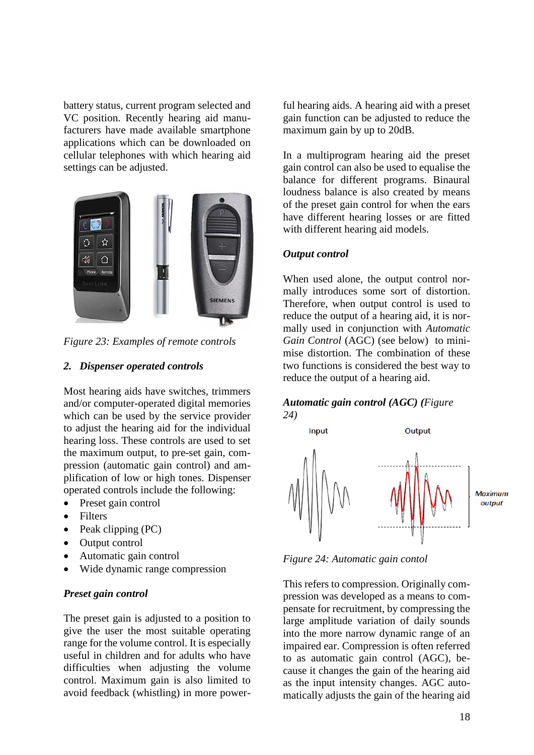battery status, current program selected and VC position. Recently hearing aid manufacturers have made available smartphone applications which can be downloaded on cellular telephones with which hearing aid settings can be adjusted.

*Figure 23: Examples of remote controls*

## 2. Dispenser operated controls

Most hearing aids have switches, trimmers and/or computer-operated digital memories which can be used by the service provider to adjust the hearing aid for the individual hearing loss. These controls are used to set the maximum output, to pre-set gain, compression (automatic gain control) and amplification of low or high tones. Dispenser operated controls include the following:

- Preset gain control
- Filters
- Peak clipping (PC)
- Output control
- Automatic gain control
- Wide dynamic range compression

### *Preset gain control*

The preset gain is adjusted to a position to give the user the most suitable operating range for the volume control. It is especially useful in children and for adults who have difficulties when adjusting the volume control. Maximum gain is also limited to avoid feedback (whistling) in more powerful hearing aids. A hearing aid with a preset gain function can be adjusted to reduce the maximum gain by up to 20dB.

In a multiprogram hearing aid the preset gain control can also be used to equalise the balance for different programs. Binaural loudness balance is also created by means of the preset gain control for when the ears have different hearing losses or are fitted with different hearing aid models.

### *Output control*

When used alone, the output control normally introduces some sort of distortion. Therefore, when output control is used to reduce the output of a hearing aid, it is normally used in conjunction with *Automatic Gain Control* (AGC) (see below) to minimise distortion. The combination of these two functions is considered the best way to reduce the output of a hearing aid.

### *Automatic gain control (AGC) (Figure 24)*

Input

Output

Maximum output

*Figure 24: Automatic gain contol*

This refers to compression. Originally compression was developed as a means to compensate for recruitment, by compressing the large amplitude variation of daily sounds into the more narrow dynamic range of an impaired ear. Compression is often referred to as automatic gain control (AGC), because it changes the gain of the hearing aid as the input intensity changes. AGC automatically adjusts the gain of the hearing aid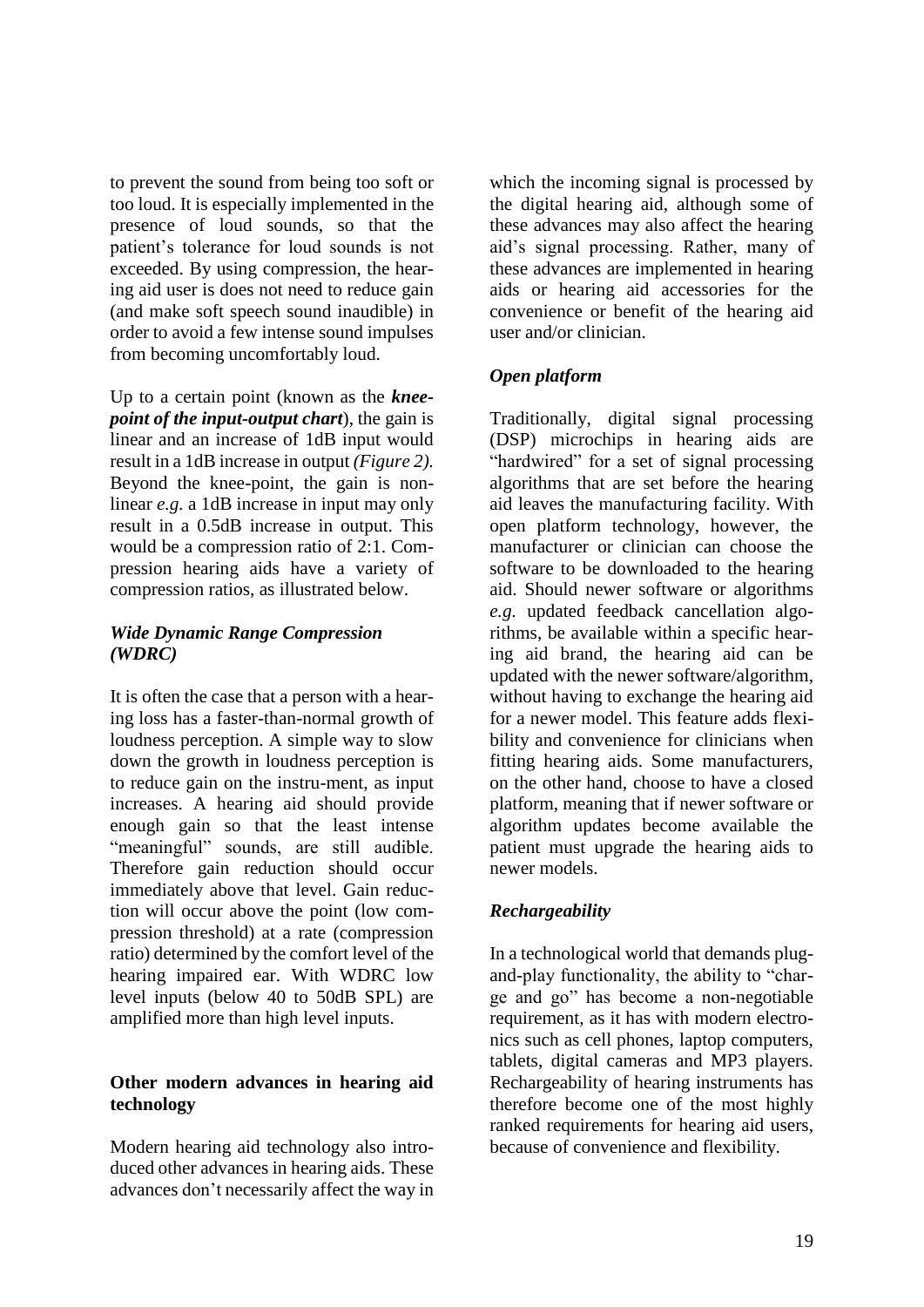to prevent the sound from being too soft or too loud. It is especially implemented in the presence of loud sounds, so that the patient's tolerance for loud sounds is not exceeded. By using compression, the hearing aid user is does not need to reduce gain (and make soft speech sound inaudible) in order to avoid a few intense sound impulses from becoming uncomfortably loud.

Up to a certain point (known as the ***knee-point of the input-output chart***), the gain is linear and an increase of 1dB input would result in a 1dB increase in output *(Figure 2).* Beyond the knee-point, the gain is non-linear *e.g.* a 1dB increase in input may only result in a 0.5dB increase in output. This would be a compression ratio of 2:1. Compression hearing aids have a variety of compression ratios, as illustrated below.

### *Wide Dynamic Range Compression (WDRC)*

It is often the case that a person with a hearing loss has a faster-than-normal growth of loudness perception. A simple way to slow down the growth in loudness perception is to reduce gain on the instru-ment, as input increases. A hearing aid should provide enough gain so that the least intense "meaningful" sounds, are still audible. Therefore gain reduction should occur immediately above that level. Gain reduction will occur above the point (low compression threshold) at a rate (compression ratio) determined by the comfort level of the hearing impaired ear. With WDRC low level inputs (below 40 to 50dB SPL) are amplified more than high level inputs.

## Other modern advances in hearing aid technology

Modern hearing aid technology also introduced other advances in hearing aids. These advances don't necessarily affect the way in which the incoming signal is processed by the digital hearing aid, although some of these advances may also affect the hearing aid's signal processing. Rather, many of these advances are implemented in hearing aids or hearing aid accessories for the convenience or benefit of the hearing aid user and/or clinician.

### *Open platform*

Traditionally, digital signal processing (DSP) microchips in hearing aids are "hardwired" for a set of signal processing algorithms that are set before the hearing aid leaves the manufacturing facility. With open platform technology, however, the manufacturer or clinician can choose the software to be downloaded to the hearing aid. Should newer software or algorithms *e.g.* updated feedback cancellation algorithms, be available within a specific hearing aid brand, the hearing aid can be updated with the newer software/algorithm, without having to exchange the hearing aid for a newer model. This feature adds flexibility and convenience for clinicians when fitting hearing aids. Some manufacturers, on the other hand, choose to have a closed platform, meaning that if newer software or algorithm updates become available the patient must upgrade the hearing aids to newer models.

### *Rechargeability*

In a technological world that demands plug-and-play functionality, the ability to "charge and go" has become a non-negotiable requirement, as it has with modern electronics such as cell phones, laptop computers, tablets, digital cameras and MP3 players. Rechargeability of hearing instruments has therefore become one of the most highly ranked requirements for hearing aid users, because of convenience and flexibility.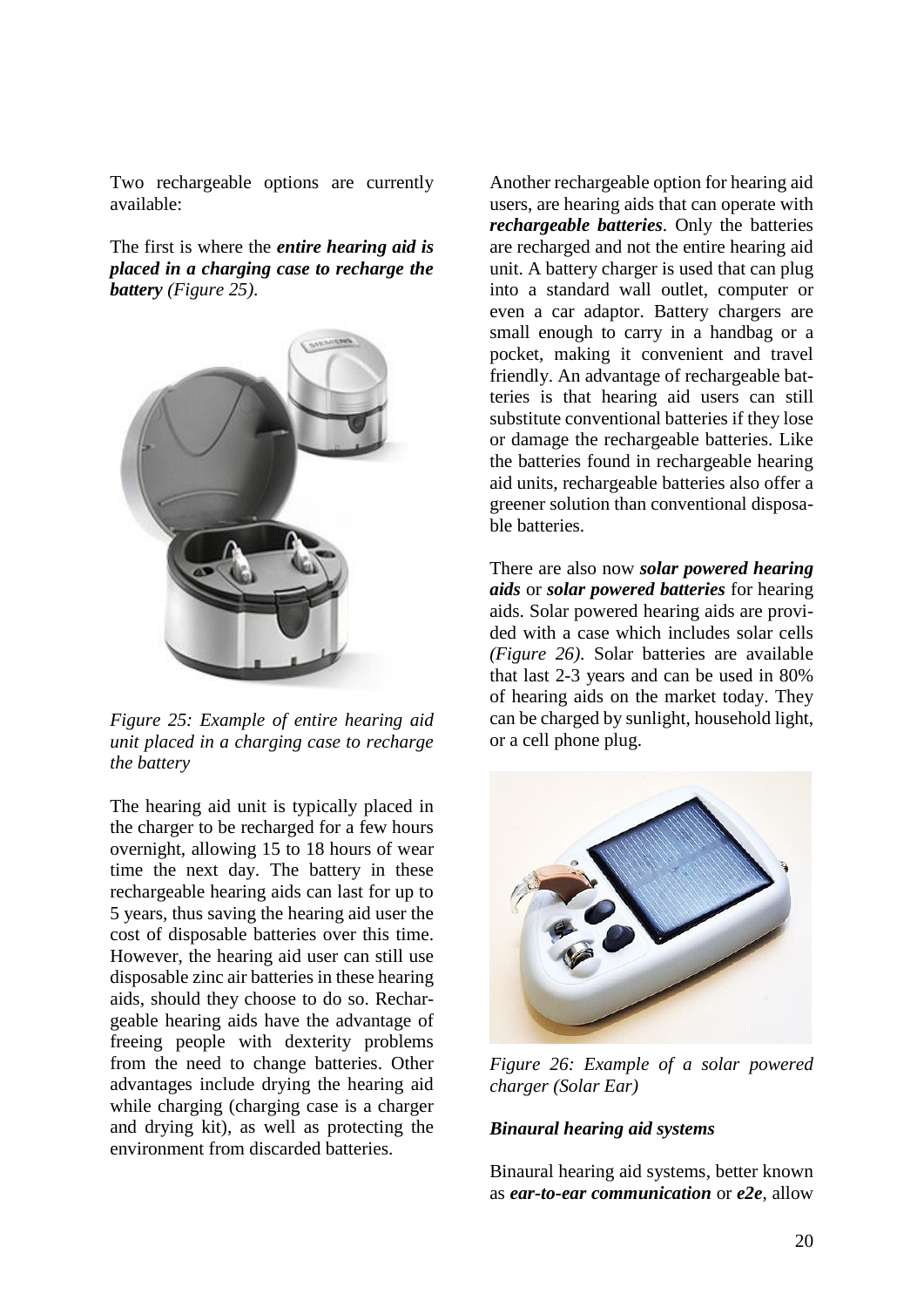Two rechargeable options are currently available:

The first is where the ***entire hearing aid is placed in a charging case to recharge the battery*** *(Figure 25)*.

*Figure 25: Example of entire hearing aid unit placed in a charging case to recharge the battery*

The hearing aid unit is typically placed in the charger to be recharged for a few hours overnight, allowing 15 to 18 hours of wear time the next day. The battery in these rechargeable hearing aids can last for up to 5 years, thus saving the hearing aid user the cost of disposable batteries over this time. However, the hearing aid user can still use disposable zinc air batteries in these hearing aids, should they choose to do so. Rechargeable hearing aids have the advantage of freeing people with dexterity problems from the need to change batteries. Other advantages include drying the hearing aid while charging (charging case is a charger and drying kit), as well as protecting the environment from discarded batteries.

Another rechargeable option for hearing aid users, are hearing aids that can operate with ***rechargeable batteries***. Only the batteries are recharged and not the entire hearing aid unit. A battery charger is used that can plug into a standard wall outlet, computer or even a car adaptor. Battery chargers are small enough to carry in a handbag or a pocket, making it convenient and travel friendly. An advantage of rechargeable batteries is that hearing aid users can still substitute conventional batteries if they lose or damage the rechargeable batteries. Like the batteries found in rechargeable hearing aid units, rechargeable batteries also offer a greener solution than conventional disposable batteries.

There are also now ***solar powered hearing aids*** or ***solar powered batteries*** for hearing aids. Solar powered hearing aids are provided with a case which includes solar cells *(Figure 26)*. Solar batteries are available that last 2-3 years and can be used in 80% of hearing aids on the market today. They can be charged by sunlight, household light, or a cell phone plug.

*Figure 26: Example of a solar powered charger (Solar Ear)*

### *Binaural hearing aid systems*

Binaural hearing aid systems, better known as ***ear-to-ear communication*** or ***e2e***, allow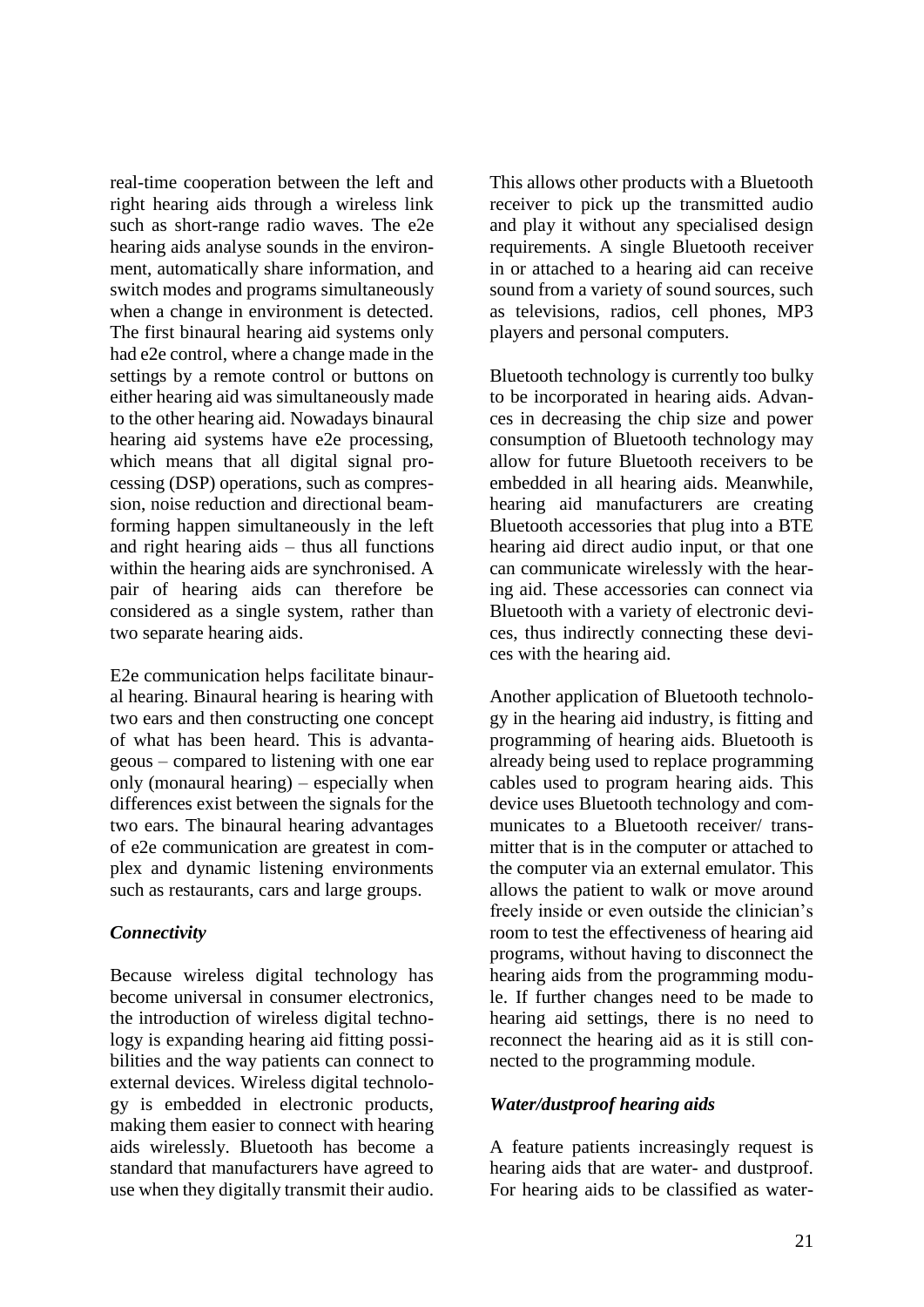real-time cooperation between the left and right hearing aids through a wireless link such as short-range radio waves. The e2e hearing aids analyse sounds in the environment, automatically share information, and switch modes and programs simultaneously when a change in environment is detected. The first binaural hearing aid systems only had e2e control, where a change made in the settings by a remote control or buttons on either hearing aid was simultaneously made to the other hearing aid. Nowadays binaural hearing aid systems have e2e processing, which means that all digital signal processing (DSP) operations, such as compression, noise reduction and directional beamforming happen simultaneously in the left and right hearing aids – thus all functions within the hearing aids are synchronised. A pair of hearing aids can therefore be considered as a single system, rather than two separate hearing aids.

E2e communication helps facilitate binaural hearing. Binaural hearing is hearing with two ears and then constructing one concept of what has been heard. This is advantageous – compared to listening with one ear only (monaural hearing) – especially when differences exist between the signals for the two ears. The binaural hearing advantages of e2e communication are greatest in complex and dynamic listening environments such as restaurants, cars and large groups.

### *Connectivity*

Because wireless digital technology has become universal in consumer electronics, the introduction of wireless digital technology is expanding hearing aid fitting possibilities and the way patients can connect to external devices. Wireless digital technology is embedded in electronic products, making them easier to connect with hearing aids wirelessly. Bluetooth has become a standard that manufacturers have agreed to use when they digitally transmit their audio. This allows other products with a Bluetooth receiver to pick up the transmitted audio and play it without any specialised design requirements. A single Bluetooth receiver in or attached to a hearing aid can receive sound from a variety of sound sources, such as televisions, radios, cell phones, MP3 players and personal computers.

Bluetooth technology is currently too bulky to be incorporated in hearing aids. Advances in decreasing the chip size and power consumption of Bluetooth technology may allow for future Bluetooth receivers to be embedded in all hearing aids. Meanwhile, hearing aid manufacturers are creating Bluetooth accessories that plug into a BTE hearing aid direct audio input, or that one can communicate wirelessly with the hearing aid. These accessories can connect via Bluetooth with a variety of electronic devices, thus indirectly connecting these devices with the hearing aid.

Another application of Bluetooth technology in the hearing aid industry, is fitting and programming of hearing aids. Bluetooth is already being used to replace programming cables used to program hearing aids. This device uses Bluetooth technology and communicates to a Bluetooth receiver/ transmitter that is in the computer or attached to the computer via an external emulator. This allows the patient to walk or move around freely inside or even outside the clinician's room to test the effectiveness of hearing aid programs, without having to disconnect the hearing aids from the programming module. If further changes need to be made to hearing aid settings, there is no need to reconnect the hearing aid as it is still connected to the programming module.

### *Water/dustproof hearing aids*

A feature patients increasingly request is hearing aids that are water- and dustproof. For hearing aids to be classified as water-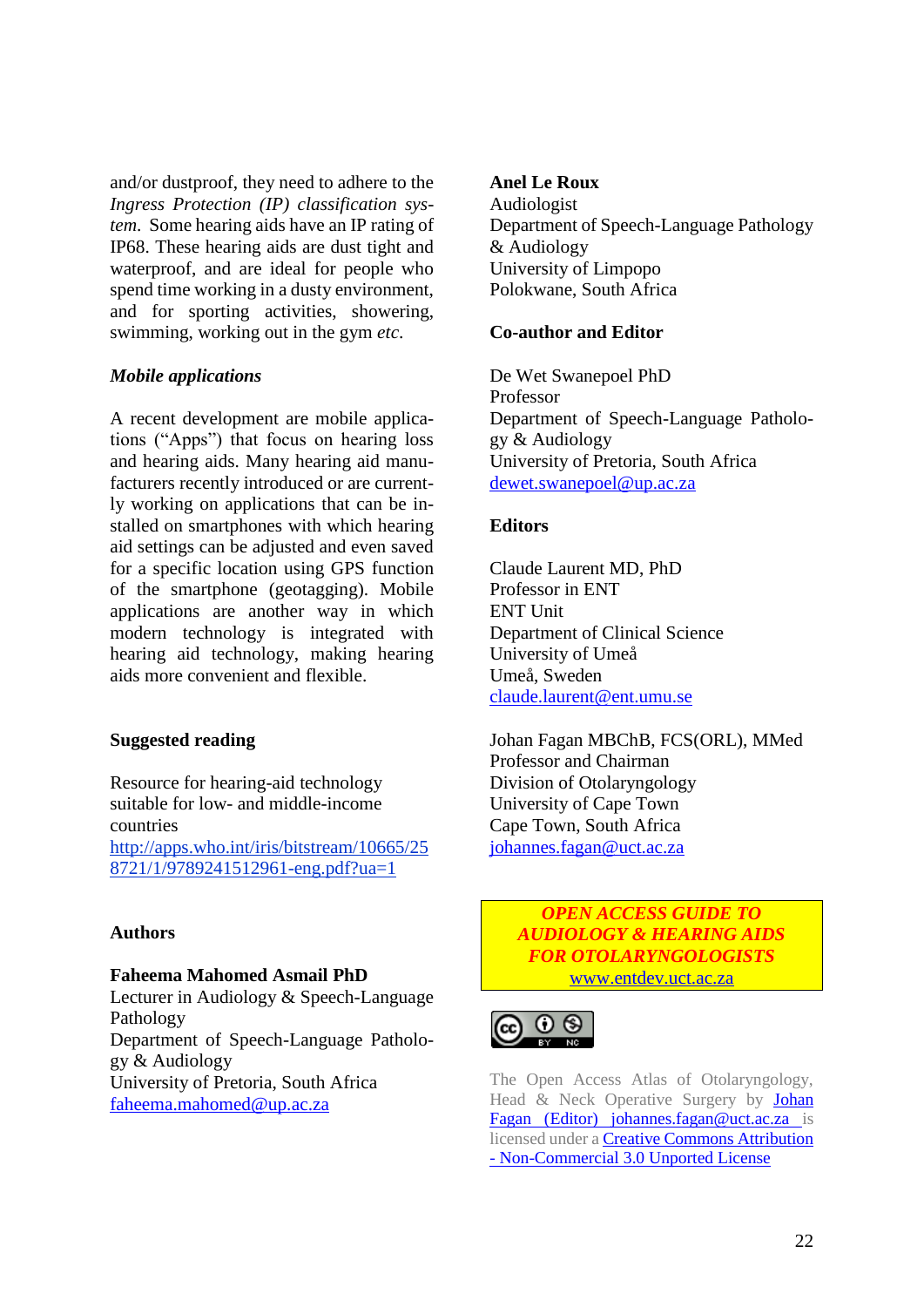and/or dustproof, they need to adhere to the *Ingress Protection (IP) classification system*. Some hearing aids have an IP rating of IP68. These hearing aids are dust tight and waterproof, and are ideal for people who spend time working in a dusty environment, and for sporting activities, showering, swimming, working out in the gym *etc*.

### *Mobile applications*

A recent development are mobile applications ("Apps") that focus on hearing loss and hearing aids. Many hearing aid manufacturers recently introduced or are currently working on applications that can be installed on smartphones with which hearing aid settings can be adjusted and even saved for a specific location using GPS function of the smartphone (geotagging). Mobile applications are another way in which modern technology is integrated with hearing aid technology, making hearing aids more convenient and flexible.

## Suggested reading

Resource for hearing-aid technology suitable for low- and middle-income countries
http://apps.who.int/iris/bitstream/10665/258721/1/9789241512961-eng.pdf?ua=1

## Authors

**Faheema Mahomed Asmail PhD**
Lecturer in Audiology & Speech-Language Pathology
Department of Speech-Language Pathology & Audiology
University of Pretoria, South Africa
faheema.mahomed@up.ac.za

**Anel Le Roux**
Audiologist
Department of Speech-Language Pathology & Audiology
University of Limpopo
Polokwane, South Africa

## Co-author and Editor

De Wet Swanepoel PhD
Professor
Department of Speech-Language Pathology & Audiology
University of Pretoria, South Africa
dewet.swanepoel@up.ac.za

## Editors

Claude Laurent MD, PhD
Professor in ENT
ENT Unit
Department of Clinical Science
University of Umeå
Umeå, Sweden
claude.laurent@ent.umu.se

Johan Fagan MBChB, FCS(ORL), MMed
Professor and Chairman
Division of Otolaryngology
University of Cape Town
Cape Town, South Africa
johannes.fagan@uct.ac.za

***OPEN ACCESS GUIDE TO AUDIOLOGY & HEARING AIDS FOR OTOLARYNGOLOGISTS***
www.entdev.uct.ac.za

The Open Access Atlas of Otolaryngology, Head & Neck Operative Surgery by Johan Fagan (Editor) johannes.fagan@uct.ac.za is licensed under a Creative Commons Attribution - Non-Commercial 3.0 Unported License